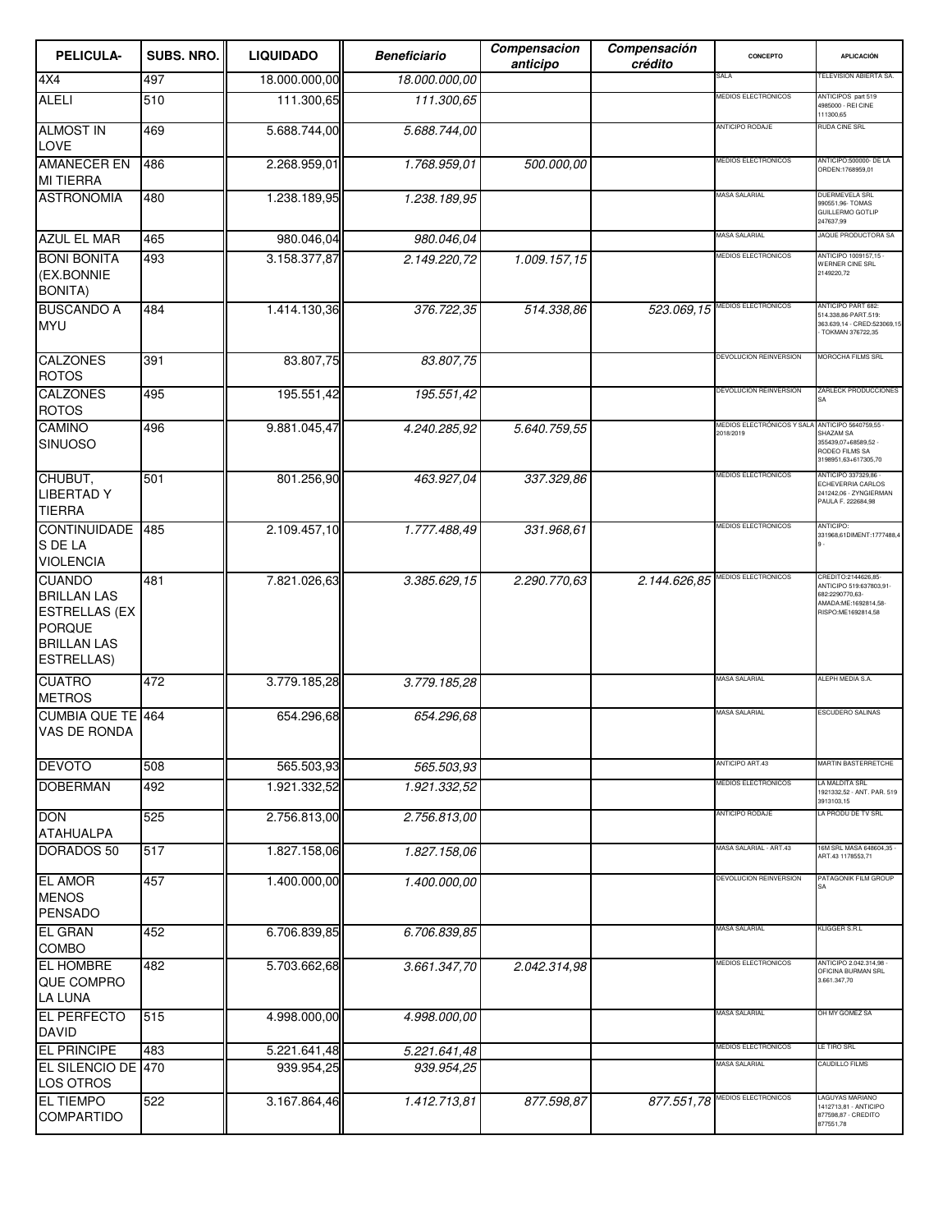| PELICULA- | SUBS. NRO. | LIQUIDADO | Beneficiario | Compensacion anticipo | Compensación crédito | CONCEPTO | APLICACIÓN |
|---|---|---|---|---|---|---|---|
| 4X4 | 497 | 18.000.000,00 | 18.000.000,00 | | | SALA | TELEVISION ABIERTA SA. |
| ALELI | 510 | 111.300,65 | 111.300,65 | | | MEDIOS ELECTRONICOS | ANTICIPOS part 519 4985000 - REI CINE 111300,65 |
| ALMOST IN LOVE | 469 | 5.688.744,00 | 5.688.744,00 | | | ANTICIPO RODAJE | RUDA CINE SRL |
| AMANECER EN MI TIERRA | 486 | 2.268.959,01 | 1.768.959,01 | 500.000,00 | | MEDIOS ELECTRONICOS | ANTICIPO:500000- DE LA ORDEN:1768959,01 |
| ASTRONOMIA | 480 | 1.238.189,95 | 1.238.189,95 | | | MASA SALARIAL | DUERMEVELA SRL 990551,96- TOMAS GUILLERMO GOTLIP 247637,99 |
| AZUL EL MAR | 465 | 980.046,04 | 980.046,04 | | | MASA SALARIAL | JAQUE PRODUCTORA SA |
| BONI BONITA (EX.BONNIE BONITA) | 493 | 3.158.377,87 | 2.149.220,72 | 1.009.157,15 | | MEDIOS ELECTRONICOS | ANTICIPO 1009157,15 - WERNER CINE SRL 2149220,72 |
| BUSCANDO A MYU | 484 | 1.414.130,36 | 376.722,35 | 514.338,86 | 523.069,15 | MEDIOS ELECTRONICOS | ANTICIPO PART 682: 514.338,86-PART.519: 363.639,14 - CRED:523069,15 - TOKMAN 376722,35 |
| CALZONES ROTOS | 391 | 83.807,75 | 83.807,75 | | | DEVOLUCION REINVERSION | MOROCHA FILMS SRL |
| CALZONES ROTOS | 495 | 195.551,42 | 195.551,42 | | | DEVOLUCION REINVERSION | ZARLECK PRODUCCIONES SA |
| CAMINO SINUOSO | 496 | 9.881.045,47 | 4.240.285,92 | 5.640.759,55 | | MEDIOS ELECTRÓNICOS Y SALA 2018/2019 | ANTICIPO 5640759,55 - SHAZAM SA 355439,07+68589,52 - RODEO FILMS SA 3198951,63+617305,70 |
| CHUBUT, LIBERTAD Y TIERRA | 501 | 801.256,90 | 463.927,04 | 337.329,86 | | MEDIOS ELECTRONICOS | ANTICIPO 337329,86 - ECHEVERRIA CARLOS 241242,06 - ZYNGIERMAN PAULA F. 222684,98 |
| CONTINUIDADES DE LA VIOLENCIA | 485 | 2.109.457,10 | 1.777.488,49 | 331.968,61 | | MEDIOS ELECTRONICOS | ANTICIPO: 331968,61DIMENT:1777488,49 - |
| CUANDO BRILLAN LAS ESTRELLAS (EX PORQUE BRILLAN LAS ESTRELLAS) | 481 | 7.821.026,63 | 3.385.629,15 | 2.290.770,63 | 2.144.626,85 | MEDIOS ELECTRONICOS | CREDITO:2144626,85- ANTICIPO 519:637803,91- 682:2290770,63- AMADA:ME:1692814,58- RISPO:ME1692814,58 |
| CUATRO METROS | 472 | 3.779.185,28 | 3.779.185,28 | | | MASA SALARIAL | ALEPH MEDIA S.A. |
| CUMBIA QUE TE VAS DE RONDA | 464 | 654.296,68 | 654.296,68 | | | MASA SALARIAL | ESCUDERO SALINAS |
| DEVOTO | 508 | 565.503,93 | 565.503,93 | | | ANTICIPO ART.43 | MARTIN BASTERRETCHE |
| DOBERMAN | 492 | 1.921.332,52 | 1.921.332,52 | | | MEDIOS ELECTRONICOS | LA MALDITA SRL 1921332,52 - ANT. PAR. 519 3913103,15 |
| DON ATAHUALPA | 525 | 2.756.813,00 | 2.756.813,00 | | | ANTICIPO RODAJE | LA PRODU DE TV SRL |
| DORADOS 50 | 517 | 1.827.158,06 | 1.827.158,06 | | | MASA SALARIAL - ART.43 | 16M SRL MASA 648604,35 - ART.43 1178553,71 |
| EL AMOR MENOS PENSADO | 457 | 1.400.000,00 | 1.400.000,00 | | | DEVOLUCION REINVERSION | PATAGONIK FILM GROUP SA |
| EL GRAN COMBO | 452 | 6.706.839,85 | 6.706.839,85 | | | MASA SALARIAL | KLIGGER S.R.L |
| EL HOMBRE QUE COMPRO LA LUNA | 482 | 5.703.662,68 | 3.661.347,70 | 2.042.314,98 | | MEDIOS ELECTRONICOS | ANTICIPO 2.042.314,98 - OFICINA BURMAN SRL 3.661.347,70 |
| EL PERFECTO DAVID | 515 | 4.998.000,00 | 4.998.000,00 | | | MASA SALARIAL | OH MY GOMEZ SA |
| EL PRINCIPE | 483 | 5.221.641,48 | 5.221.641,48 | | | MEDIOS ELECTRONICOS | LE TIRO SRL |
| EL SILENCIO DE LOS OTROS | 470 | 939.954,25 | 939.954,25 | | | MASA SALARIAL | CAUDILLO FILMS |
| EL TIEMPO COMPARTIDO | 522 | 3.167.864,46 | 1.412.713,81 | 877.598,87 | 877.551,78 | MEDIOS ELECTRONICOS | LAGUYAS MARIANO 1412713,81 - ANTICIPO 877598,87 - CREDITO 877551,78 |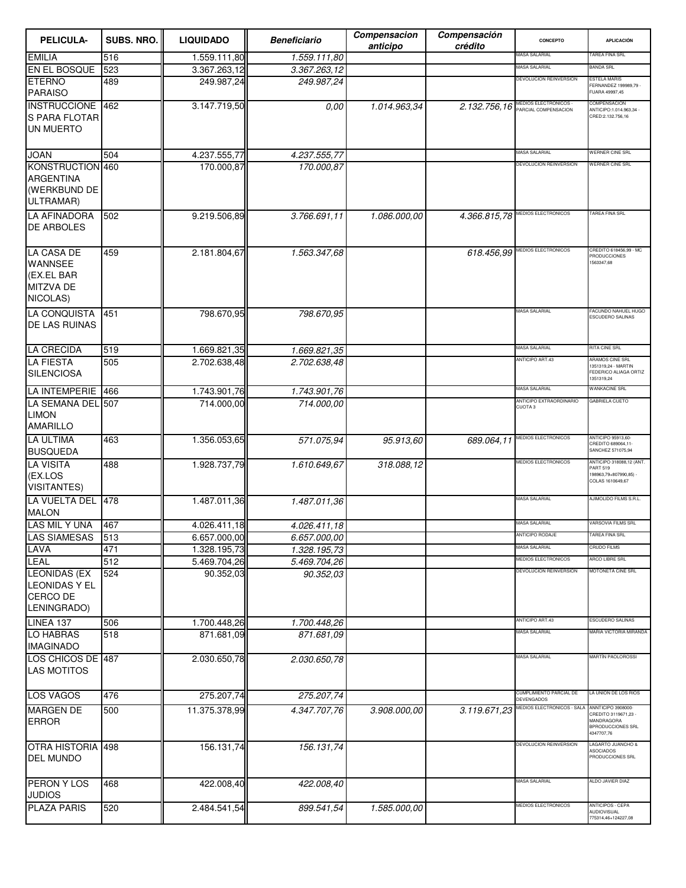| PELICULA- | SUBS. NRO. | LIQUIDADO | Beneficiario | Compensacion anticipo | Compensación crédito | CONCEPTO | APLICACIÓN |
|---|---|---|---|---|---|---|---|
| EMILIA | 516 | 1.559.111,80 | *1.559.111,80* | | | MASA SALARIAL | TAREA FINA SRL |
| EN EL BOSQUE | 523 | 3.367.263,12 | *3.367.263,12* | | | MASA SALARIAL | BANDA SRL |
| ETERNO PARAISO | 489 | 249.987,24 | *249.987,24* | | | DEVOLUCION REINVERSION | ESTELA MARIS FERNANDEZ 199989,79 - FUARA 49997,45 |
| INSTRUCCIONES PARA FLOTAR UN MUERTO | 462 | 3.147.719,50 | *0,00* | *1.014.963,34* | *2.132.756,16* | MEDIOS ELECTRONICOS - PARCIAL COMPENSACION | COMPENSACION ANTICIPO:1.014.963,34 - CRED:2.132.756,16 |
| JOAN | 504 | 4.237.555,77 | *4.237.555,77* | | | MASA SALARIAL | WERNER CINE SRL |
| KONSTRUCTION ARGENTINA (WERKBUND DE ULTRAMAR) | 460 | 170.000,87 | *170.000,87* | | | DEVOLUCION REINVERSION | WERNER CINE SRL |
| LA AFINADORA DE ARBOLES | 502 | 9.219.506,89 | *3.766.691,11* | *1.086.000,00* | *4.366.815,78* | MEDIOS ELECTRONICOS | TAREA FINA SRL |
| LA CASA DE WANNSEE (EX.EL BAR MITZVA DE NICOLAS) | 459 | 2.181.804,67 | *1.563.347,68* | | *618.456,99* | MEDIOS ELECTRONICOS | CREDITO 618456,99 - MC PRODUCCIONES 1563347,68 |
| LA CONQUISTA DE LAS RUINAS | 451 | 798.670,95 | *798.670,95* | | | MASA SALARIAL | FACUNDO NAHUEL HUGO ESCUDERO SALINAS |
| LA CRECIDA | 519 | 1.669.821,35 | *1.669.821,35* | | | MASA SALARIAL | RITA CINE SRL |
| LA FIESTA SILENCIOSA | 505 | 2.702.638,48 | *2.702.638,48* | | | ANTICIPO ART.43 | ARAMOS CINE SRL 1351319,24 - MARTIN FEDERICO ALIAGA ORTIZ 1351319,24 |
| LA INTEMPERIE | 466 | 1.743.901,76 | *1.743.901,76* | | | MASA SALARIAL | WANKACINE SRL |
| LA SEMANA DEL LIMON AMARILLO | 507 | 714.000,00 | *714.000,00* | | | ANTICIPO EXTRAORDINARIO CUOTA 3 | GABRIELA CUETO |
| LA ULTIMA BUSQUEDA | 463 | 1.356.053,65 | *571.075,94* | *95.913,60* | *689.064,11* | MEDIOS ELECTRONICOS | ANTICIPO 95913,60- CREDITO 689064,11- SANCHEZ 571075,94 |
| LA VISITA (EX.LOS VISITANTES) | 488 | 1.928.737,79 | *1.610.649,67* | *318.088,12* | | MEDIOS ELECTRONICOS | ANTICIPO 318088,12 (ANT. PART 519 198963,79+807990,85) - COLAS 1610649,67 |
| LA VUELTA DEL MALON | 478 | 1.487.011,36 | *1.487.011,36* | | | MASA SALARIAL | AJIMOLIDO FILMS S.R.L. |
| LAS MIL Y UNA | 467 | 4.026.411,18 | *4.026.411,18* | | | MASA SALARIAL | VARSOVIA FILMS SRL |
| LAS SIAMESAS | 513 | 6.657.000,00 | *6.657.000,00* | | | ANTICIPO RODAJE | TAREA FINA SRL |
| LAVA | 471 | 1.328.195,73 | *1.328.195,73* | | | MASA SALARIAL | CRUDO FILMS |
| LEAL | 512 | 5.469.704,26 | *5.469.704,26* | | | MEDIOS ELECTRONICOS | ARCO LIBRE SRL |
| LEONIDAS (EX LEONIDAS Y EL CERCO DE LENINGRADO) | 524 | 90.352,03 | *90.352,03* | | | DEVOLUCION REINVERSION | MOTONETA CINE SRL |
| LINEA 137 | 506 | 1.700.448,26 | *1.700.448,26* | | | ANTICIPO ART.43 | ESCUDERO SALINAS |
| LO HABRAS IMAGINADO | 518 | 871.681,09 | *871.681,09* | | | MASA SALARIAL | MARIA VICTORIA MIRANDA |
| LOS CHICOS DE LAS MOTITOS | 487 | 2.030.650,78 | *2.030.650,78* | | | MASA SALARIAL | MARTÍN PAOLOROSSI |
| LOS VAGOS | 476 | 275.207,74 | *275.207,74* | | | CUMPLIMIENTO PARCIAL DE DEVENGADOS | LA UNION DE LOS RIOS |
| MARGEN DE ERROR | 500 | 11.375.378,99 | *4.347.707,76* | *3.908.000,00* | *3.119.671,23* | MEDIOS ELECTRONICOS - SALA | ANNTICIPO 3908000- CREDITO 3119671,23 - MANDRAGORA BPRODUCCIONES SRL 4347707,76 |
| OTRA HISTORIA DEL MUNDO | 498 | 156.131,74 | *156.131,74* | | | DEVOLUCION REINVERSION | LAGARTO JUANCHO & ASOCIADOS PRODUCCIONES SRL |
| PERON Y LOS JUDIOS | 468 | 422.008,40 | *422.008,40* | | | MASA SALARIAL | ALDO JAVIER DIAZ |
| PLAZA PARIS | 520 | 2.484.541,54 | *899.541,54* | *1.585.000,00* | | MEDIOS ELECTRONICOS | ANTICIPOS - CEPA AUDIOVISUAL 775314,46+124227,08 |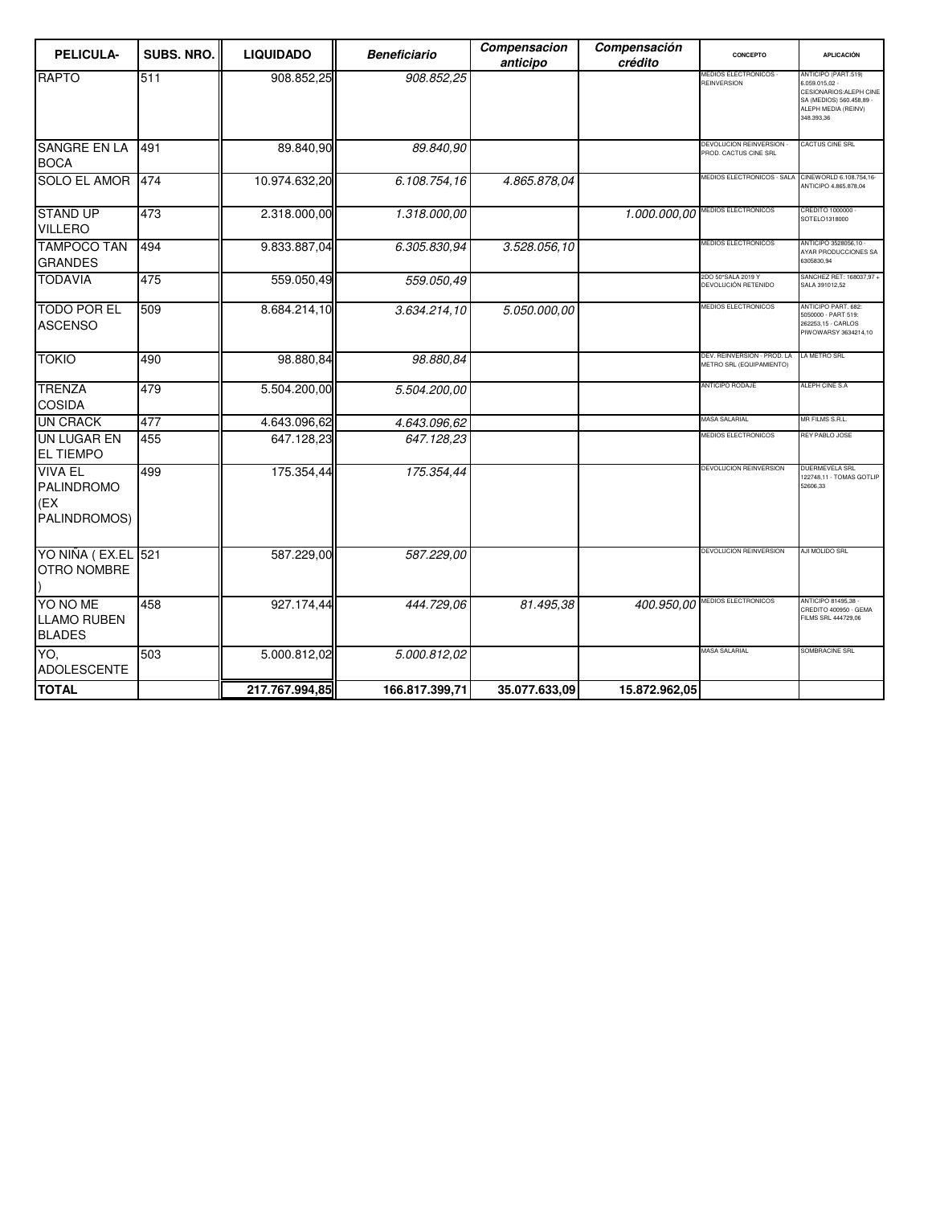| PELICULA- | SUBS. NRO. | LIQUIDADO | Beneficiario | Compensacion anticipo | Compensación crédito | CONCEPTO | APLICACIÓN |
|---|---|---|---|---|---|---|---|
| RAPTO | 511 | 908.852,25 | 908.852,25 | | | MEDIOS ELECTRONICOS - REINVERSION | ANTICIPO (PART.519) 6.059.015,02 - CESIONARIOS:ALEPH CINE SA (MEDIOS) 560.458,89 - ALEPH MEDIA (REINV) 348.393,36 |
| SANGRE EN LA BOCA | 491 | 89.840,90 | 89.840,90 | | | DEVOLUCION REINVERSION - PROD. CACTUS CINE SRL | CACTUS CINE SRL |
| SOLO EL AMOR | 474 | 10.974.632,20 | 6.108.754,16 | 4.865.878,04 | | MEDIOS ELECTRONICOS - SALA | CINEWORLD 6.108.754,16- ANTICIPO 4.865.878,04 |
| STAND UP VILLERO | 473 | 2.318.000,00 | 1.318.000,00 | | 1.000.000,00 | MEDIOS ELECTRONICOS | CREDITO 1000000 - SOTELO1318000 |
| TAMPOCO TAN GRANDES | 494 | 9.833.887,04 | 6.305.830,94 | 3.528.056,10 | | MEDIOS ELECTRONICOS | ANTICIPO 3528056,10 - AYAR PRODUCCIONES SA 6305830,94 |
| TODAVIA | 475 | 559.050,49 | 559.050,49 | | | 2DO 50°SALA 2019 Y DEVOLUCIÓN RETENIDO | SANCHEZ RET: 168037,97 + SALA 391012,52 |
| TODO POR EL ASCENSO | 509 | 8.684.214,10 | 3.634.214,10 | 5.050.000,00 | | MEDIOS ELECTRONICOS | ANTICIPO PART. 682: 5050000 - PART 519: 262253,15 - CARLOS PIWOWARSY 3634214,10 |
| TOKIO | 490 | 98.880,84 | 98.880,84 | | | DEV. REINVERSION - PROD. LA METRO SRL (EQUIPAMIENTO) | LA METRO SRL |
| TRENZA COSIDA | 479 | 5.504.200,00 | 5.504.200,00 | | | ANTICIPO RODAJE | ALEPH CINE S.A |
| UN CRACK | 477 | 4.643.096,62 | 4.643.096,62 | | | MASA SALARIAL | MR FILMS S.R.L. |
| UN LUGAR EN EL TIEMPO | 455 | 647.128,23 | 647.128,23 | | | MEDIOS ELECTRONICOS | REY PABLO JOSE |
| VIVA EL PALINDROMO (EX PALINDROMOS) | 499 | 175.354,44 | 175.354,44 | | | DEVOLUCION REINVERSION | DUERMEVELA SRL 122748,11 - TOMAS GOTLIP 52606,33 |
| YO NIÑA ( EX.EL OTRO NOMBRE ) | 521 | 587.229,00 | 587.229,00 | | | DEVOLUCION REINVERSION | AJI MOLIDO SRL |
| YO NO ME LLAMO RUBEN BLADES | 458 | 927.174,44 | 444.729,06 | 81.495,38 | 400.950,00 | MEDIOS ELECTRONICOS | ANTICIPO 81495,38 - CREDITO 400950 - GEMA FILMS SRL 444729,06 |
| YO, ADOLESCENTE | 503 | 5.000.812,02 | 5.000.812,02 | | | MASA SALARIAL | SOMBRACINE SRL |
| **TOTAL** | | **217.767.994,85** | **166.817.399,71** | **35.077.633,09** | **15.872.962,05** | | |